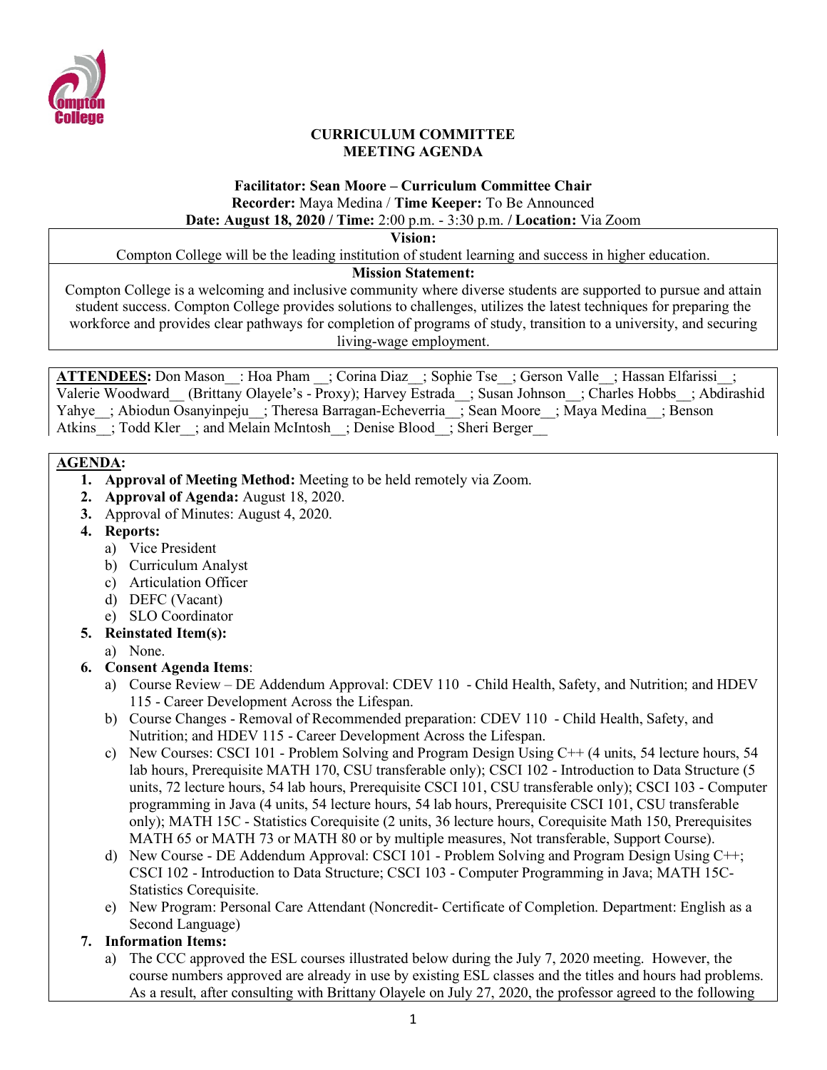# CURRICULUM COMMITTEE
# MEETING AGENDA

**Facilitator: Sean Moore – Curriculum Committee Chair**
**Recorder:** Maya Medina / **Time Keeper:** To Be Announced
**Date: August 18, 2020 / Time:** 2:00 p.m. - 3:30 p.m. / **Location:** Via Zoom

**Vision:**
Compton College will be the leading institution of student learning and success in higher education.

**Mission Statement:**
Compton College is a welcoming and inclusive community where diverse students are supported to pursue and attain student success. Compton College provides solutions to challenges, utilizes the latest techniques for preparing the workforce and provides clear pathways for completion of programs of study, transition to a university, and securing living-wage employment.

**ATTENDEES:** Don Mason__: Hoa Pham __; Corina Diaz__; Sophie Tse__; Gerson Valle__; Hassan Elfarissi__; Valerie Woodward__ (Brittany Olayele's - Proxy); Harvey Estrada__; Susan Johnson__; Charles Hobbs__; Abdirashid Yahye__; Abiodun Osanyinpeju__; Theresa Barragan-Echeverria__; Sean Moore__; Maya Medina__; Benson Atkins__; Todd Kler__; and Melain McIntosh__; Denise Blood__; Sheri Berger__

**AGENDA:**

1. **Approval of Meeting Method:** Meeting to be held remotely via Zoom.
2. **Approval of Agenda:** August 18, 2020.
3. Approval of Minutes: August 4, 2020.
4. **Reports:**
   a) Vice President
   b) Curriculum Analyst
   c) Articulation Officer
   d) DEFC (Vacant)
   e) SLO Coordinator
5. **Reinstated Item(s):**
   a) None.
6. **Consent Agenda Items**:
   a) Course Review – DE Addendum Approval: CDEV 110 - Child Health, Safety, and Nutrition; and HDEV 115 - Career Development Across the Lifespan.
   b) Course Changes - Removal of Recommended preparation: CDEV 110 - Child Health, Safety, and Nutrition; and HDEV 115 - Career Development Across the Lifespan.
   c) New Courses: CSCI 101 - Problem Solving and Program Design Using C++ (4 units, 54 lecture hours, 54 lab hours, Prerequisite MATH 170, CSU transferable only); CSCI 102 - Introduction to Data Structure (5 units, 72 lecture hours, 54 lab hours, Prerequisite CSCI 101, CSU transferable only); CSCI 103 - Computer programming in Java (4 units, 54 lecture hours, 54 lab hours, Prerequisite CSCI 101, CSU transferable only); MATH 15C - Statistics Corequisite (2 units, 36 lecture hours, Corequisite Math 150, Prerequisites MATH 65 or MATH 73 or MATH 80 or by multiple measures, Not transferable, Support Course).
   d) New Course - DE Addendum Approval: CSCI 101 - Problem Solving and Program Design Using C++; CSCI 102 - Introduction to Data Structure; CSCI 103 - Computer Programming in Java; MATH 15C- Statistics Corequisite.
   e) New Program: Personal Care Attendant (Noncredit- Certificate of Completion. Department: English as a Second Language)
7. **Information Items:**
   a) The CCC approved the ESL courses illustrated below during the July 7, 2020 meeting. However, the course numbers approved are already in use by existing ESL classes and the titles and hours had problems. As a result, after consulting with Brittany Olayele on July 27, 2020, the professor agreed to the following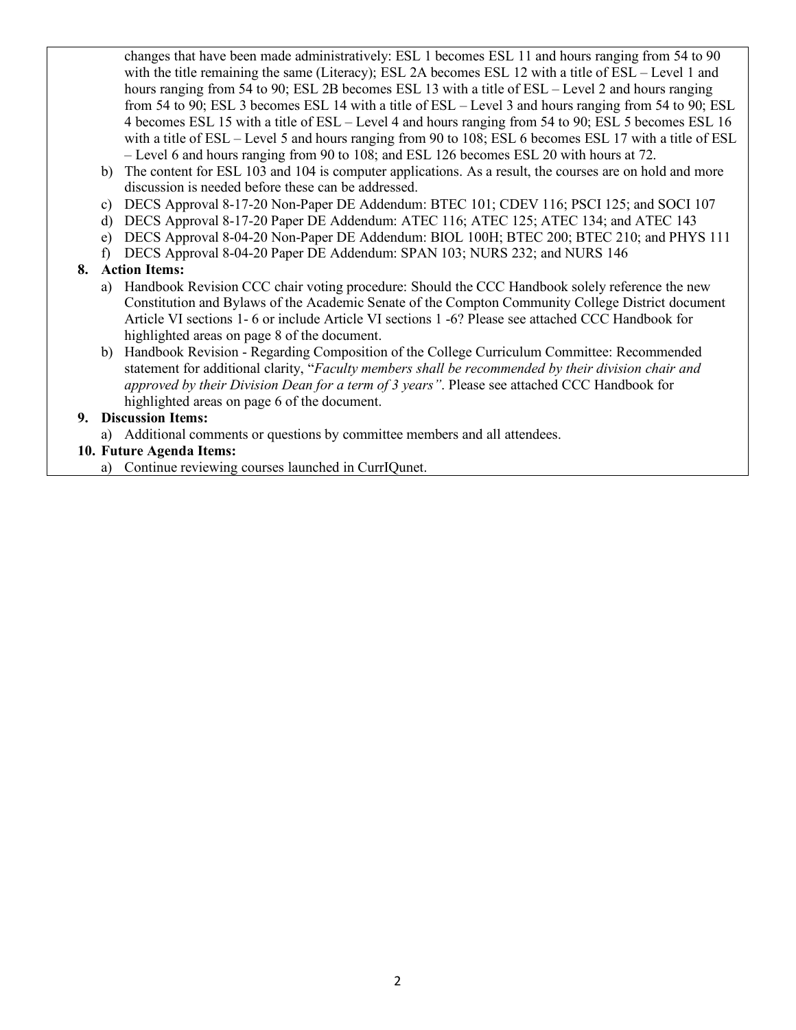changes that have been made administratively: ESL 1 becomes ESL 11 and hours ranging from 54 to 90 with the title remaining the same (Literacy); ESL 2A becomes ESL 12 with a title of ESL – Level 1 and hours ranging from 54 to 90; ESL 2B becomes ESL 13 with a title of ESL – Level 2 and hours ranging from 54 to 90; ESL 3 becomes ESL 14 with a title of ESL – Level 3 and hours ranging from 54 to 90; ESL 4 becomes ESL 15 with a title of ESL – Level 4 and hours ranging from 54 to 90; ESL 5 becomes ESL 16 with a title of ESL – Level 5 and hours ranging from 90 to 108; ESL 6 becomes ESL 17 with a title of ESL – Level 6 and hours ranging from 90 to 108; and ESL 126 becomes ESL 20 with hours at 72.

   b) The content for ESL 103 and 104 is computer applications. As a result, the courses are on hold and more discussion is needed before these can be addressed.
   c) DECS Approval 8-17-20 Non-Paper DE Addendum: BTEC 101; CDEV 116; PSCI 125; and SOCI 107
   d) DECS Approval 8-17-20 Paper DE Addendum: ATEC 116; ATEC 125; ATEC 134; and ATEC 143
   e) DECS Approval 8-04-20 Non-Paper DE Addendum: BIOL 100H; BTEC 200; BTEC 210; and PHYS 111
   f) DECS Approval 8-04-20 Paper DE Addendum: SPAN 103; NURS 232; and NURS 146

**8. Action Items:**

   a) Handbook Revision CCC chair voting procedure: Should the CCC Handbook solely reference the new Constitution and Bylaws of the Academic Senate of the Compton Community College District document Article VI sections 1- 6 or include Article VI sections 1 -6? Please see attached CCC Handbook for highlighted areas on page 8 of the document.
   b) Handbook Revision - Regarding Composition of the College Curriculum Committee: Recommended statement for additional clarity, "*Faculty members shall be recommended by their division chair and approved by their Division Dean for a term of 3 years"*. Please see attached CCC Handbook for highlighted areas on page 6 of the document.

**9. Discussion Items:**

   a) Additional comments or questions by committee members and all attendees.

**10. Future Agenda Items:**

   a) Continue reviewing courses launched in CurrIQunet.